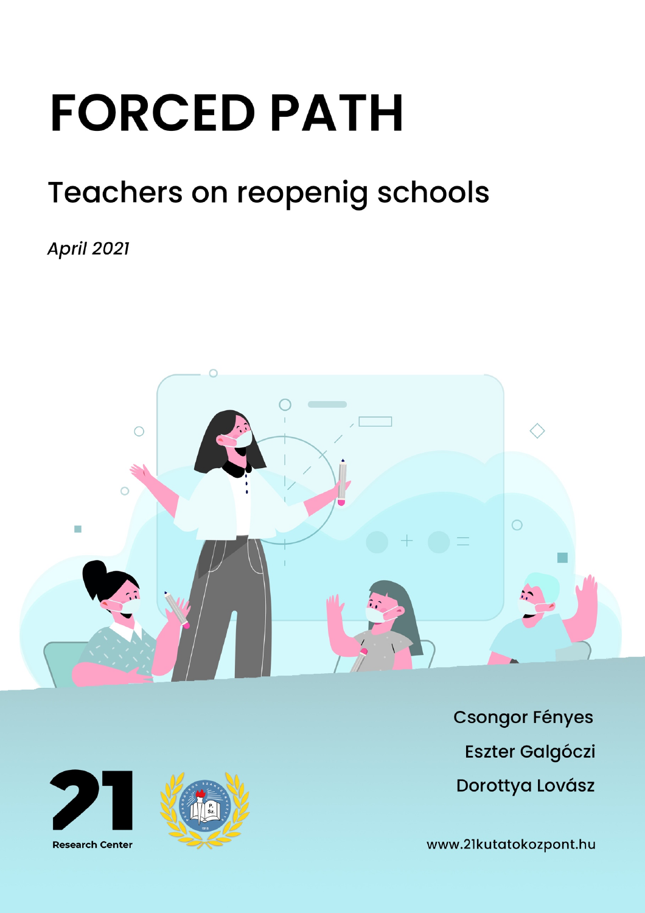# FORCED PATH

## Teachers on reopenig schools

*April 2021*

Csongor Fényes

Eszter Galgóczi

Dorottya Lovász

Research Center

www.21kutatokozpont.hu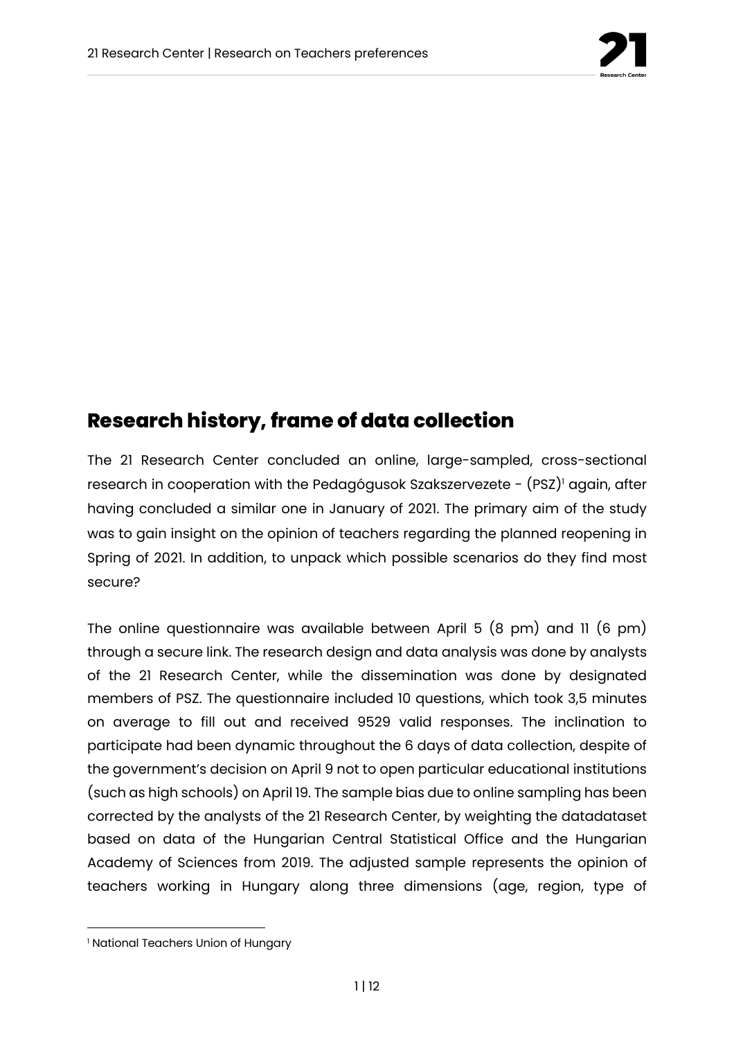## Research history, frame of data collection

The 21 Research Center concluded an online, large-sampled, cross-sectional research in cooperation with the Pedagógusok Szakszervezete - (PSZ)[1] again, after having concluded a similar one in January of 2021. The primary aim of the study was to gain insight on the opinion of teachers regarding the planned reopening in Spring of 2021. In addition, to unpack which possible scenarios do they find most secure?

The online questionnaire was available between April 5 (8 pm) and 11 (6 pm) through a secure link. The research design and data analysis was done by analysts of the 21 Research Center, while the dissemination was done by designated members of PSZ. The questionnaire included 10 questions, which took 3,5 minutes on average to fill out and received 9529 valid responses. The inclination to participate had been dynamic throughout the 6 days of data collection, despite of the government's decision on April 9 not to open particular educational institutions (such as high schools) on April 19. The sample bias due to online sampling has been corrected by the analysts of the 21 Research Center, by weighting the datadataset based on data of the Hungarian Central Statistical Office and the Hungarian Academy of Sciences from 2019. The adjusted sample represents the opinion of teachers working in Hungary along three dimensions (age, region, type of

[1] National Teachers Union of Hungary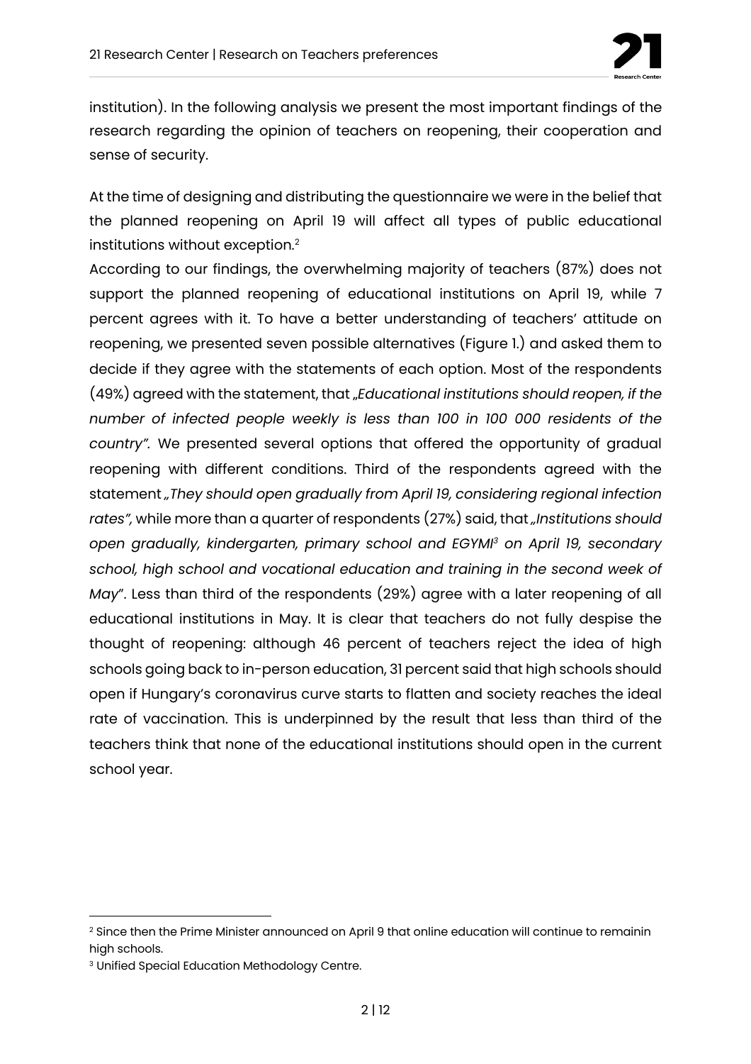institution). In the following analysis we present the most important findings of the research regarding the opinion of teachers on reopening, their cooperation and sense of security.

At the time of designing and distributing the questionnaire we were in the belief that the planned reopening on April 19 will affect all types of public educational institutions without exception.[2]

According to our findings, the overwhelming majority of teachers (87%) does not support the planned reopening of educational institutions on April 19, while 7 percent agrees with it. To have a better understanding of teachers' attitude on reopening, we presented seven possible alternatives (Figure 1.) and asked them to decide if they agree with the statements of each option. Most of the respondents (49%) agreed with the statement, that *„Educational institutions should reopen, if the number of infected people weekly is less than 100 in 100 000 residents of the country".* We presented several options that offered the opportunity of gradual reopening with different conditions. Third of the respondents agreed with the statement *„They should open gradually from April 19, considering regional infection rates",* while more than a quarter of respondents (27%) said, that *„Institutions should open gradually, kindergarten, primary school and EGYMI[3] on April 19, secondary school, high school and vocational education and training in the second week of May*". Less than third of the respondents (29%) agree with a later reopening of all educational institutions in May. It is clear that teachers do not fully despise the thought of reopening: although 46 percent of teachers reject the idea of high schools going back to in-person education, 31 percent said that high schools should open if Hungary's coronavirus curve starts to flatten and society reaches the ideal rate of vaccination. This is underpinned by the result that less than third of the teachers think that none of the educational institutions should open in the current school year.

---

[2] Since then the Prime Minister announced on April 9 that online education will continue to remainin high schools.

[3] Unified Special Education Methodology Centre.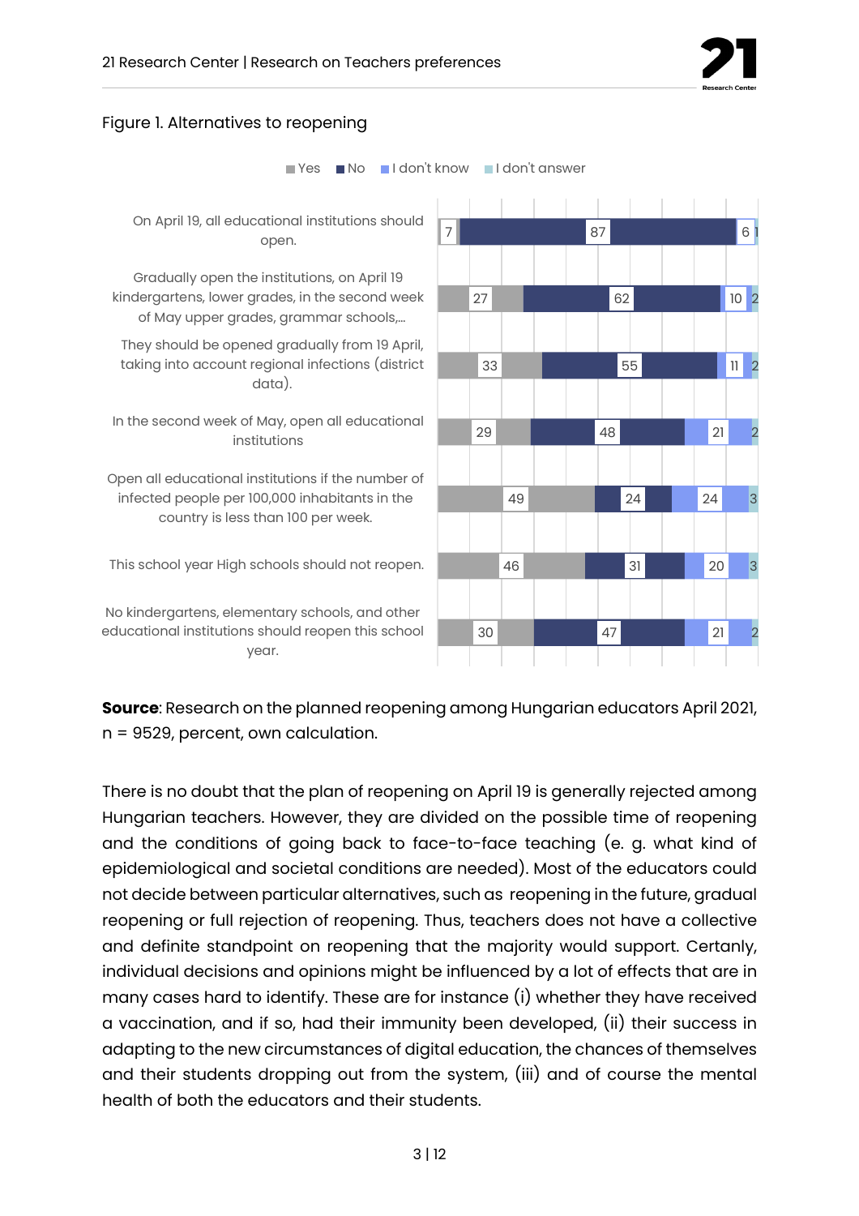Figure 1. Alternatives to reopening

| | Yes | No | I don't know | I don't answer |
|---|---|---|---|---|
| On April 19, all educational institutions should open. | 7 | 87 | 6 | 1 |
| Gradually open the institutions, on April 19 kindergartens, lower grades, in the second week of May upper grades, grammar schools,... | 27 | 62 | 10 | 2 |
| They should be opened gradually from 19 April, taking into account regional infections (district data). | 33 | 55 | 11 | 2 |
| In the second week of May, open all educational institutions | 29 | 48 | 21 | 2 |
| Open all educational institutions if the number of infected people per 100,000 inhabitants in the country is less than 100 per week. | 49 | 24 | 24 | 3 |
| This school year High schools should not reopen. | 46 | 31 | 20 | 3 |
| No kindergartens, elementary schools, and other educational institutions should reopen this school year. | 30 | 47 | 21 | 2 |

**Source**: Research on the planned reopening among Hungarian educators April 2021, n = 9529, percent, own calculation.

There is no doubt that the plan of reopening on April 19 is generally rejected among Hungarian teachers. However, they are divided on the possible time of reopening and the conditions of going back to face-to-face teaching (e. g. what kind of epidemiological and societal conditions are needed). Most of the educators could not decide between particular alternatives, such as reopening in the future, gradual reopening or full rejection of reopening. Thus, teachers does not have a collective and definite standpoint on reopening that the majority would support. Certanly, individual decisions and opinions might be influenced by a lot of effects that are in many cases hard to identify. These are for instance (i) whether they have received a vaccination, and if so, had their immunity been developed, (ii) their success in adapting to the new circumstances of digital education, the chances of themselves and their students dropping out from the system, (iii) and of course the mental health of both the educators and their students.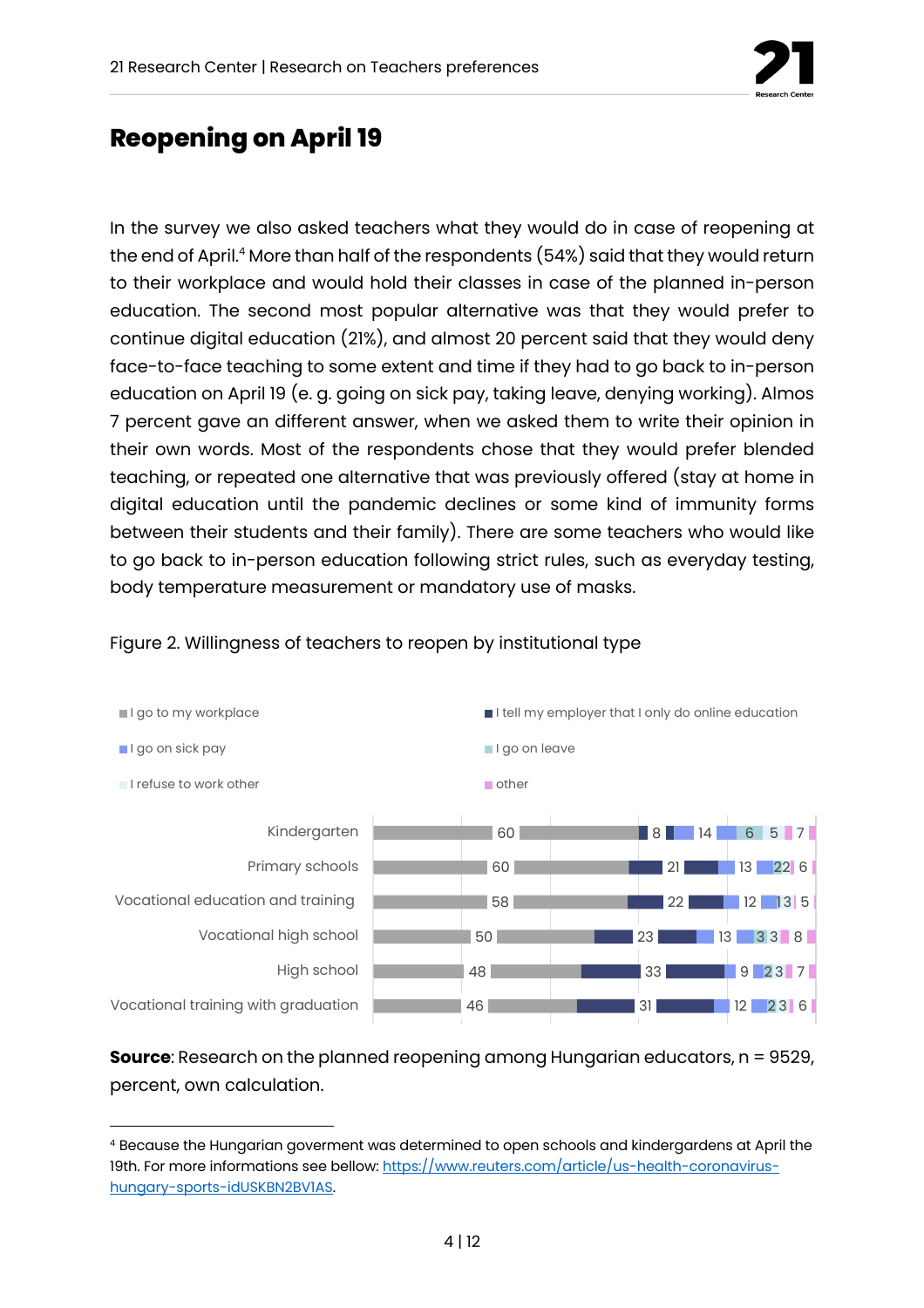# Reopening on April 19

In the survey we also asked teachers what they would do in case of reopening at the end of April.[4] More than half of the respondents (54%) said that they would return to their workplace and would hold their classes in case of the planned in-person education. The second most popular alternative was that they would prefer to continue digital education (21%), and almost 20 percent said that they would deny face-to-face teaching to some extent and time if they had to go back to in-person education on April 19 (e. g. going on sick pay, taking leave, denying working). Almos 7 percent gave an different answer, when we asked them to write their opinion in their own words. Most of the respondents chose that they would prefer blended teaching, or repeated one alternative that was previously offered (stay at home in digital education until the pandemic declines or some kind of immunity forms between their students and their family). There are some teachers who would like to go back to in-person education following strict rules, such as everyday testing, body temperature measurement or mandatory use of masks.

Figure 2. Willingness of teachers to reopen by institutional type

| | I go to my workplace | I tell my employer that I only do online education | I go on sick pay | I go on leave | I refuse to work other | other |
|---|---|---|---|---|---|---|
| Kindergarten | 60 | 8 | 14 | 6 | 5 | 7 |
| Primary schools | 60 | 21 | 13 | 2 | 2 | 6 |
| Vocational education and training | 58 | 22 | 12 | 1 | 3 | 5 |
| Vocational high school | 50 | 23 | 13 | 3 | 3 | 8 |
| High school | 48 | 33 | 9 | 2 | 3 | 7 |
| Vocational training with graduation | 46 | 31 | 12 | 2 | 3 | 6 |

**Source**: Research on the planned reopening among Hungarian educators, n = 9529, percent, own calculation.

[4] Because the Hungarian goverment was determined to open schools and kindergardens at April the 19th. For more informations see bellow: https://www.reuters.com/article/us-health-coronavirus-hungary-sports-idUSKBN2BV1AS.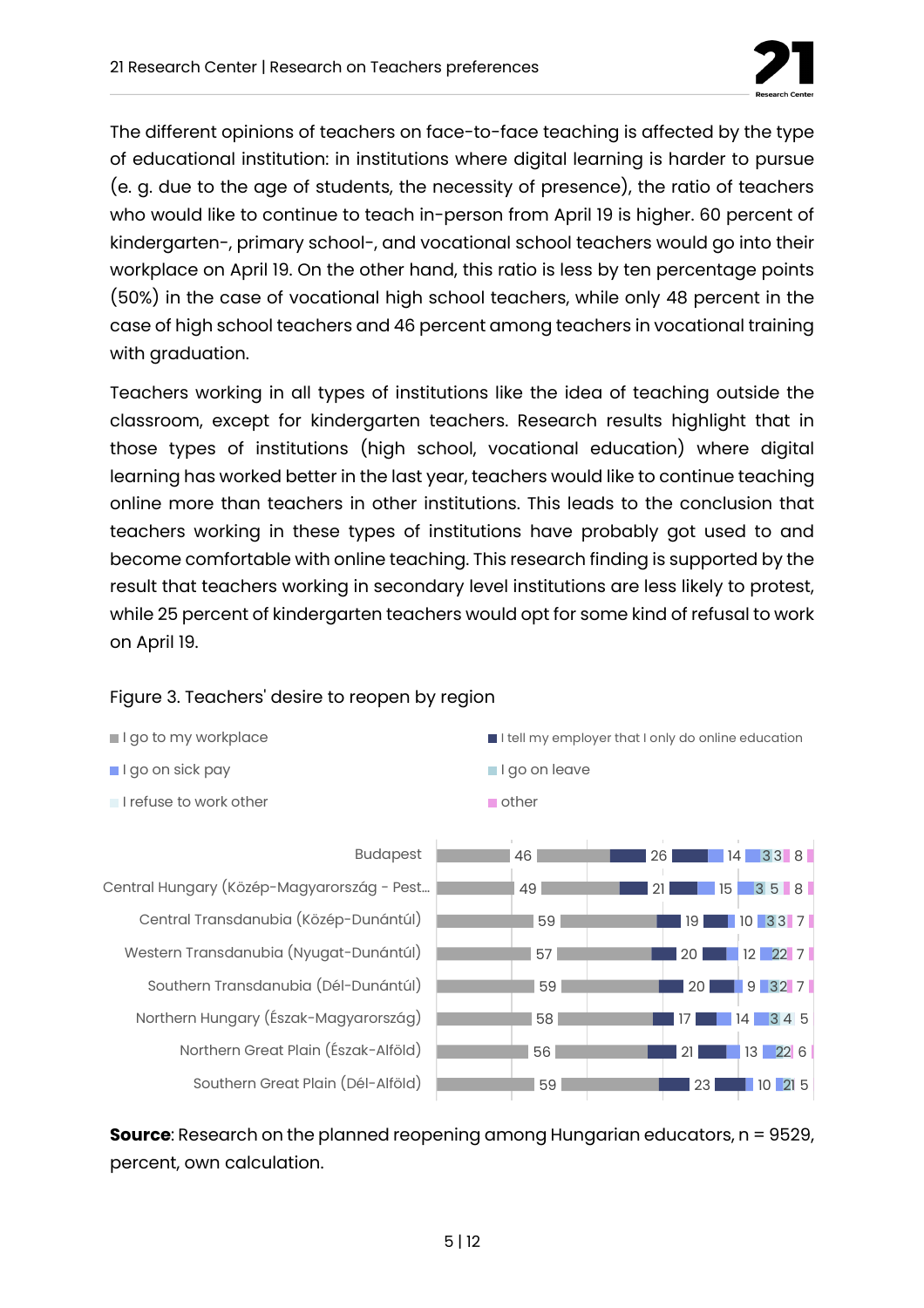The different opinions of teachers on face-to-face teaching is affected by the type of educational institution: in institutions where digital learning is harder to pursue (e. g. due to the age of students, the necessity of presence), the ratio of teachers who would like to continue to teach in-person from April 19 is higher. 60 percent of kindergarten-, primary school-, and vocational school teachers would go into their workplace on April 19. On the other hand, this ratio is less by ten percentage points (50%) in the case of vocational high school teachers, while only 48 percent in the case of high school teachers and 46 percent among teachers in vocational training with graduation.

Teachers working in all types of institutions like the idea of teaching outside the classroom, except for kindergarten teachers. Research results highlight that in those types of institutions (high school, vocational education) where digital learning has worked better in the last year, teachers would like to continue teaching online more than teachers in other institutions. This leads to the conclusion that teachers working in these types of institutions have probably got used to and become comfortable with online teaching. This research finding is supported by the result that teachers working in secondary level institutions are less likely to protest, while 25 percent of kindergarten teachers would opt for some kind of refusal to work on April 19.

Figure 3. Teachers' desire to reopen by region

| Region | I go to my workplace | I tell my employer that I only do online education | I go on sick pay | I go on leave | I refuse to work other | other |
|---|---|---|---|---|---|---|
| Budapest | 46 | 26 | 14 | 3 | 3 | 8 |
| Central Hungary (Közép-Magyarország - Pest... | 49 | 21 | 15 | 3 | 5 | 8 |
| Central Transdanubia (Közép-Dunántúl) | 59 | 19 | 10 | 3 | 3 | 7 |
| Western Transdanubia (Nyugat-Dunántúl) | 57 | 20 | 12 | 2 | 2 | 7 |
| Southern Transdanubia (Dél-Dunántúl) | 59 | 20 | 9 | 3 | 2 | 7 |
| Northern Hungary (Észak-Magyarország) | 58 | 17 | 14 | 3 | 4 | 5 |
| Northern Great Plain (Észak-Alföld) | 56 | 21 | 13 | 2 | 2 | 6 |
| Southern Great Plain (Dél-Alföld) | 59 | 23 | 10 | 2 | 1 | 5 |

**Source**: Research on the planned reopening among Hungarian educators, n = 9529, percent, own calculation.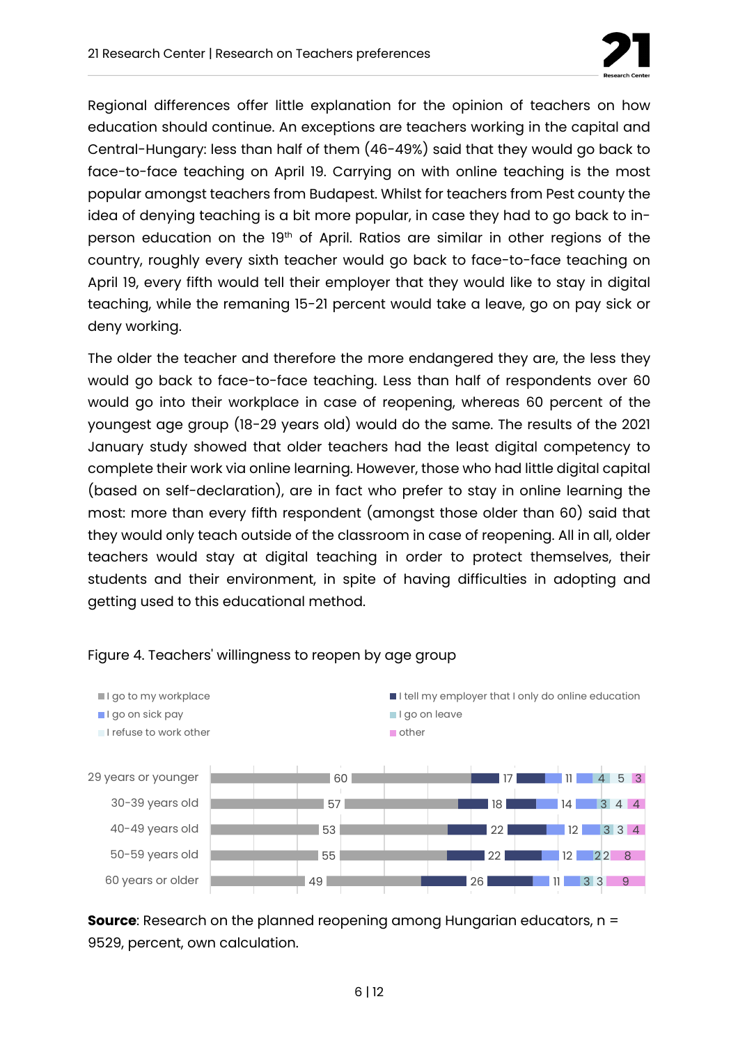Regional differences offer little explanation for the opinion of teachers on how education should continue. An exceptions are teachers working in the capital and Central-Hungary: less than half of them (46-49%) said that they would go back to face-to-face teaching on April 19. Carrying on with online teaching is the most popular amongst teachers from Budapest. Whilst for teachers from Pest county the idea of denying teaching is a bit more popular, in case they had to go back to in-person education on the 19th of April. Ratios are similar in other regions of the country, roughly every sixth teacher would go back to face-to-face teaching on April 19, every fifth would tell their employer that they would like to stay in digital teaching, while the remaning 15-21 percent would take a leave, go on pay sick or deny working.

The older the teacher and therefore the more endangered they are, the less they would go back to face-to-face teaching. Less than half of respondents over 60 would go into their workplace in case of reopening, whereas 60 percent of the youngest age group (18-29 years old) would do the same. The results of the 2021 January study showed that older teachers had the least digital competency to complete their work via online learning. However, those who had little digital capital (based on self-declaration), are in fact who prefer to stay in online learning the most: more than every fifth respondent (amongst those older than 60) said that they would only teach outside of the classroom in case of reopening. All in all, older teachers would stay at digital teaching in order to protect themselves, their students and their environment, in spite of having difficulties in adopting and getting used to this educational method.

Figure 4. Teachers' willingness to reopen by age group

| | I go to my workplace | I tell my employer that I only do online education | I go on sick pay | I go on leave | I refuse to work other | other |
|---|---|---|---|---|---|---|
| 29 years or younger | 60 | 17 | 11 | 4 | 5 | 3 |
| 30-39 years old | 57 | 18 | 14 | 3 | 4 | 4 |
| 40-49 years old | 53 | 22 | 12 | 3 | 3 | 4 |
| 50-59 years old | 55 | 22 | 12 | 2 | 2 | 8 |
| 60 years or older | 49 | 26 | 11 | 3 | 3 | 9 |

**Source**: Research on the planned reopening among Hungarian educators, n = 9529, percent, own calculation.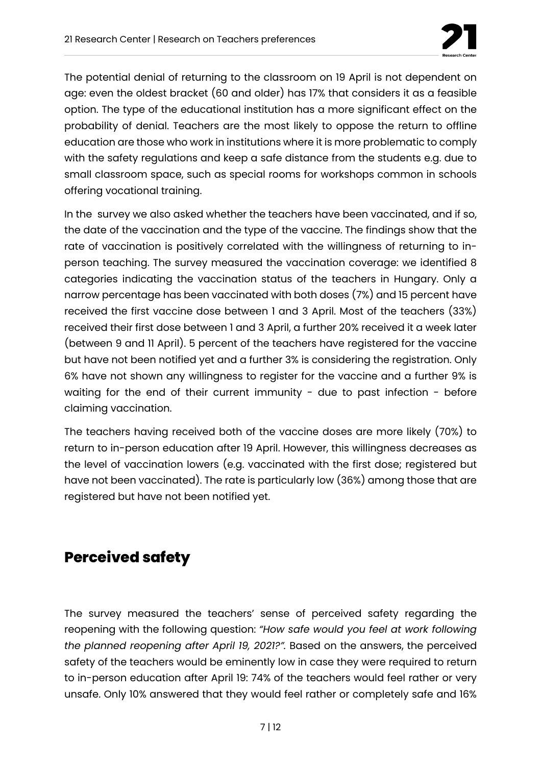The potential denial of returning to the classroom on 19 April is not dependent on age: even the oldest bracket (60 and older) has 17% that considers it as a feasible option. The type of the educational institution has a more significant effect on the probability of denial. Teachers are the most likely to oppose the return to offline education are those who work in institutions where it is more problematic to comply with the safety regulations and keep a safe distance from the students e.g. due to small classroom space, such as special rooms for workshops common in schools offering vocational training.

In the survey we also asked whether the teachers have been vaccinated, and if so, the date of the vaccination and the type of the vaccine. The findings show that the rate of vaccination is positively correlated with the willingness of returning to in-person teaching. The survey measured the vaccination coverage: we identified 8 categories indicating the vaccination status of the teachers in Hungary. Only a narrow percentage has been vaccinated with both doses (7%) and 15 percent have received the first vaccine dose between 1 and 3 April. Most of the teachers (33%) received their first dose between 1 and 3 April, a further 20% received it a week later (between 9 and 11 April). 5 percent of the teachers have registered for the vaccine but have not been notified yet and a further 3% is considering the registration. Only 6% have not shown any willingness to register for the vaccine and a further 9% is waiting for the end of their current immunity - due to past infection - before claiming vaccination.

The teachers having received both of the vaccine doses are more likely (70%) to return to in-person education after 19 April. However, this willingness decreases as the level of vaccination lowers (e.g. vaccinated with the first dose; registered but have not been vaccinated). The rate is particularly low (36%) among those that are registered but have not been notified yet.

## Perceived safety

The survey measured the teachers' sense of perceived safety regarding the reopening with the following question: *"How safe would you feel at work following the planned reopening after April 19, 2021?"*. Based on the answers, the perceived safety of the teachers would be eminently low in case they were required to return to in-person education after April 19: 74% of the teachers would feel rather or very unsafe. Only 10% answered that they would feel rather or completely safe and 16%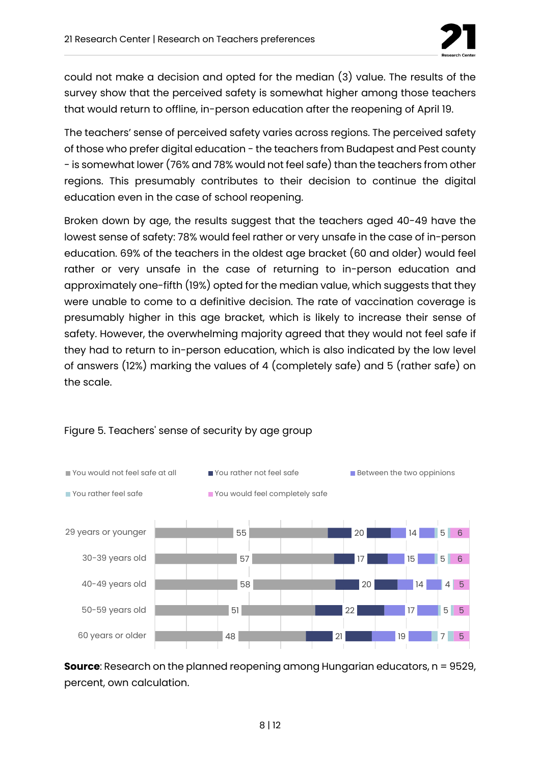could not make a decision and opted for the median (3) value. The results of the survey show that the perceived safety is somewhat higher among those teachers that would return to offline, in-person education after the reopening of April 19.

The teachers' sense of perceived safety varies across regions. The perceived safety of those who prefer digital education - the teachers from Budapest and Pest county - is somewhat lower (76% and 78% would not feel safe) than the teachers from other regions. This presumably contributes to their decision to continue the digital education even in the case of school reopening.

Broken down by age, the results suggest that the teachers aged 40-49 have the lowest sense of safety: 78% would feel rather or very unsafe in the case of in-person education. 69% of the teachers in the oldest age bracket (60 and older) would feel rather or very unsafe in the case of returning to in-person education and approximately one-fifth (19%) opted for the median value, which suggests that they were unable to come to a definitive decision. The rate of vaccination coverage is presumably higher in this age bracket, which is likely to increase their sense of safety. However, the overwhelming majority agreed that they would not feel safe if they had to return to in-person education, which is also indicated by the low level of answers (12%) marking the values of 4 (completely safe) and 5 (rather safe) on the scale.

Figure 5. Teachers' sense of security by age group

| | You would not feel safe at all | You rather not feel safe | Between the two oppinions | You rather feel safe | You would feel completely safe |
|---|---|---|---|---|---|
| 29 years or younger | 55 | 20 | 14 | 5 | 6 |
| 30-39 years old | 57 | 17 | 15 | 5 | 6 |
| 40-49 years old | 58 | 20 | 14 | 4 | 5 |
| 50-59 years old | 51 | 22 | 17 | 5 | 5 |
| 60 years or older | 48 | 21 | 19 | 7 | 5 |

**Source**: Research on the planned reopening among Hungarian educators, n = 9529, percent, own calculation.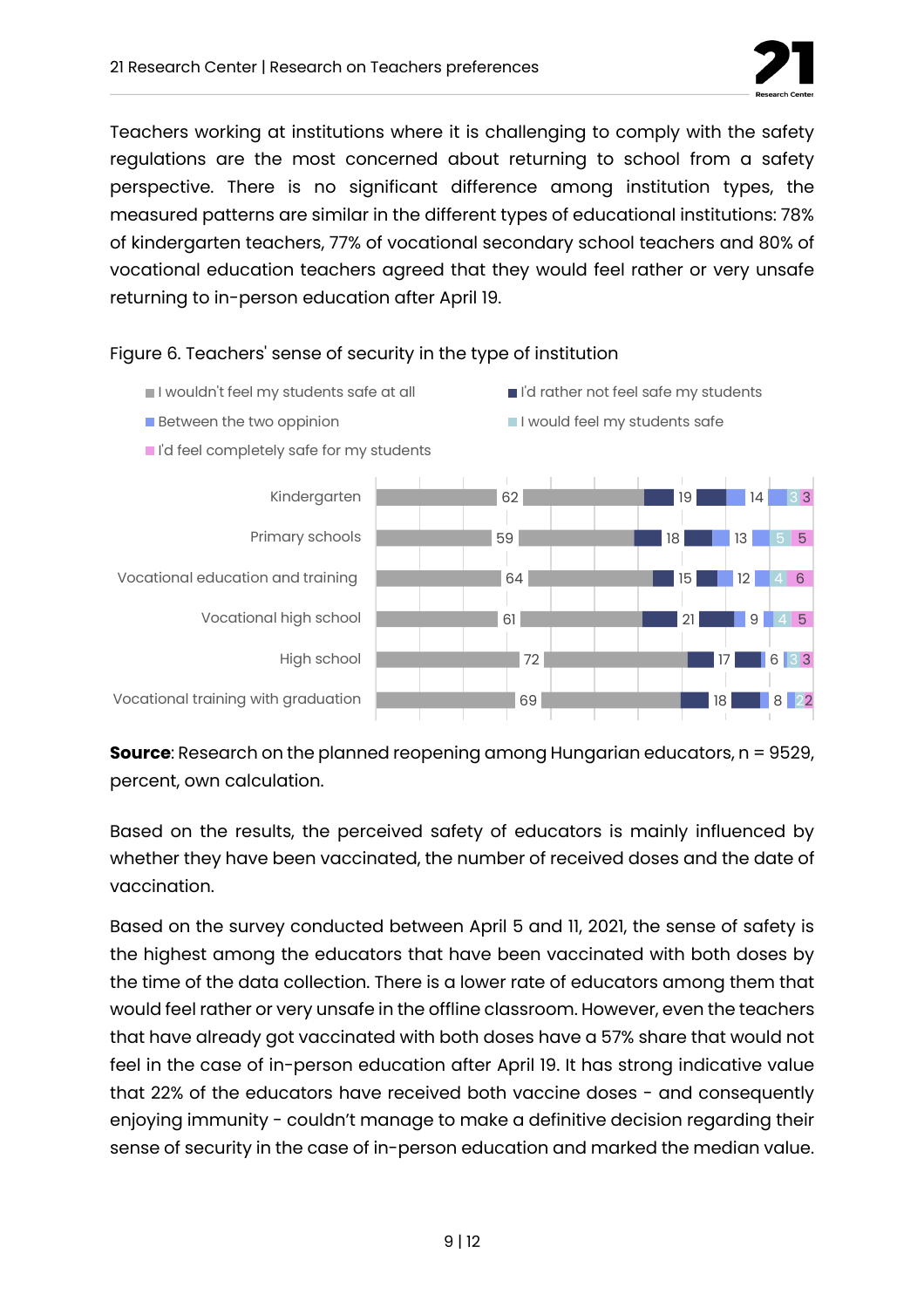Teachers working at institutions where it is challenging to comply with the safety regulations are the most concerned about returning to school from a safety perspective. There is no significant difference among institution types, the measured patterns are similar in the different types of educational institutions: 78% of kindergarten teachers, 77% of vocational secondary school teachers and 80% of vocational education teachers agreed that they would feel rather or very unsafe returning to in-person education after April 19.

Figure 6. Teachers' sense of security in the type of institution

| | I wouldn't feel my students safe at all | I'd rather not feel safe my students | Between the two oppinion | I would feel my students safe | I'd feel completely safe for my students |
|---|---|---|---|---|---|
| Kindergarten | 62 | 19 | 14 | 3 | 3 |
| Primary schools | 59 | 18 | 13 | 5 | 5 |
| Vocational education and training | 64 | 15 | 12 | 4 | 6 |
| Vocational high school | 61 | 21 | 9 | 4 | 5 |
| High school | 72 | 17 | 6 | 3 | 3 |
| Vocational training with graduation | 69 | 18 | 8 | 2 | 2 |

**Source**: Research on the planned reopening among Hungarian educators, n = 9529, percent, own calculation.

Based on the results, the perceived safety of educators is mainly influenced by whether they have been vaccinated, the number of received doses and the date of vaccination.

Based on the survey conducted between April 5 and 11, 2021, the sense of safety is the highest among the educators that have been vaccinated with both doses by the time of the data collection. There is a lower rate of educators among them that would feel rather or very unsafe in the offline classroom. However, even the teachers that have already got vaccinated with both doses have a 57% share that would not feel in the case of in-person education after April 19. It has strong indicative value that 22% of the educators have received both vaccine doses - and consequently enjoying immunity - couldn't manage to make a definitive decision regarding their sense of security in the case of in-person education and marked the median value.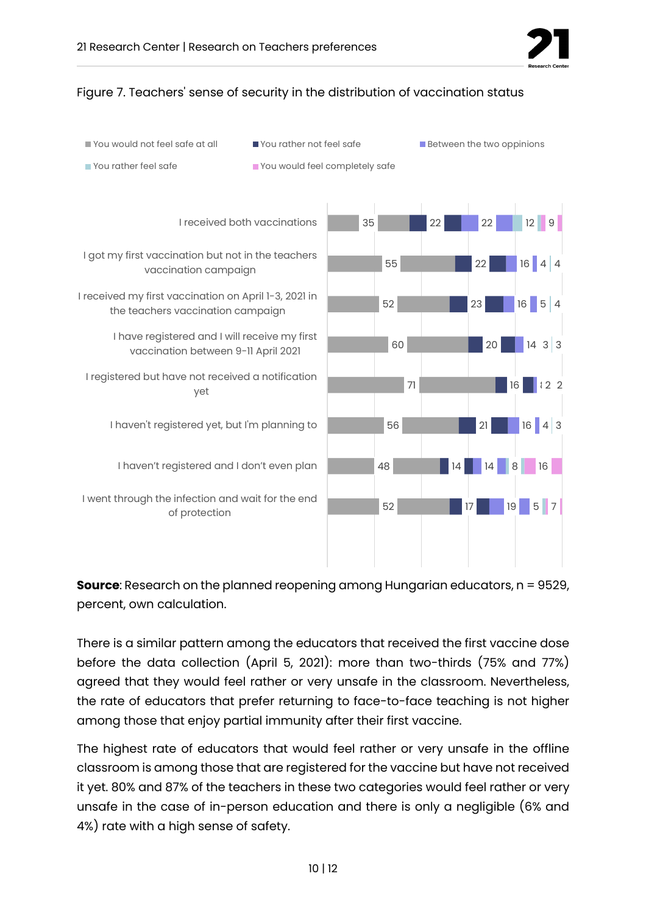Figure 7. Teachers' sense of security in the distribution of vaccination status

| | You would not feel safe at all | You rather not feel safe | Between the two oppinions | You rather feel safe | You would feel completely safe |
|---|---|---|---|---|---|
| I received both vaccinations | 35 | 22 | 22 | 12 | 9 |
| I got my first vaccination but not in the teachers vaccination campaign | 55 | 22 | 16 | 4 | 4 |
| I received my first vaccination on April 1-3, 2021 in the teachers vaccination campaign | 52 | 23 | 16 | 5 | 4 |
| I have registered and I will receive my first vaccination between 9-11 April 2021 | 60 | 20 | 14 | 3 | 3 |
| I registered but have not received a notification yet | 71 | 16 | | 2 | 2 |
| I haven't registered yet, but I'm planning to | 56 | 21 | 16 | 4 | 3 |
| I haven't registered and I don't even plan | 48 | 14 | 14 | 8 | 16 |
| I went through the infection and wait for the end of protection | 52 | 17 | 19 | 5 | 7 |

**Source**: Research on the planned reopening among Hungarian educators, n = 9529, percent, own calculation.

There is a similar pattern among the educators that received the first vaccine dose before the data collection (April 5, 2021): more than two-thirds (75% and 77%) agreed that they would feel rather or very unsafe in the classroom. Nevertheless, the rate of educators that prefer returning to face-to-face teaching is not higher among those that enjoy partial immunity after their first vaccine.

The highest rate of educators that would feel rather or very unsafe in the offline classroom is among those that are registered for the vaccine but have not received it yet. 80% and 87% of the teachers in these two categories would feel rather or very unsafe in the case of in-person education and there is only a negligible (6% and 4%) rate with a high sense of safety.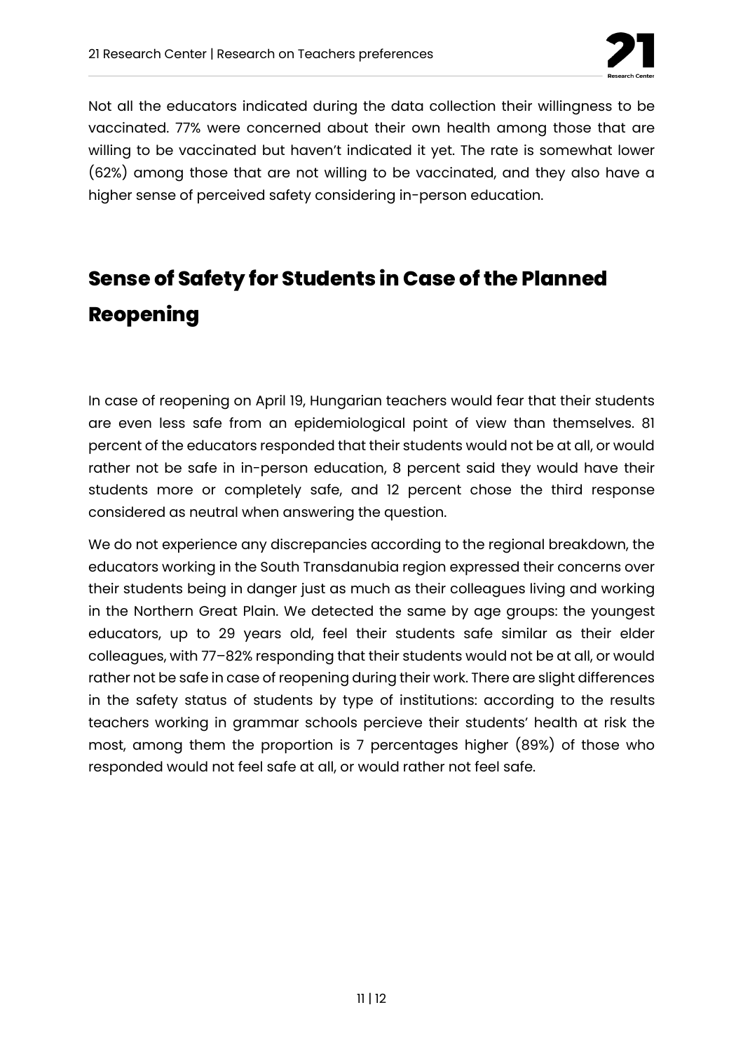Not all the educators indicated during the data collection their willingness to be vaccinated. 77% were concerned about their own health among those that are willing to be vaccinated but haven't indicated it yet. The rate is somewhat lower (62%) among those that are not willing to be vaccinated, and they also have a higher sense of perceived safety considering in-person education.

## Sense of Safety for Students in Case of the Planned Reopening

In case of reopening on April 19, Hungarian teachers would fear that their students are even less safe from an epidemiological point of view than themselves. 81 percent of the educators responded that their students would not be at all, or would rather not be safe in in-person education, 8 percent said they would have their students more or completely safe, and 12 percent chose the third response considered as neutral when answering the question.

We do not experience any discrepancies according to the regional breakdown, the educators working in the South Transdanubia region expressed their concerns over their students being in danger just as much as their colleagues living and working in the Northern Great Plain. We detected the same by age groups: the youngest educators, up to 29 years old, feel their students safe similar as their elder colleagues, with 77–82% responding that their students would not be at all, or would rather not be safe in case of reopening during their work. There are slight differences in the safety status of students by type of institutions: according to the results teachers working in grammar schools percieve their students' health at risk the most, among them the proportion is 7 percentages higher (89%) of those who responded would not feel safe at all, or would rather not feel safe.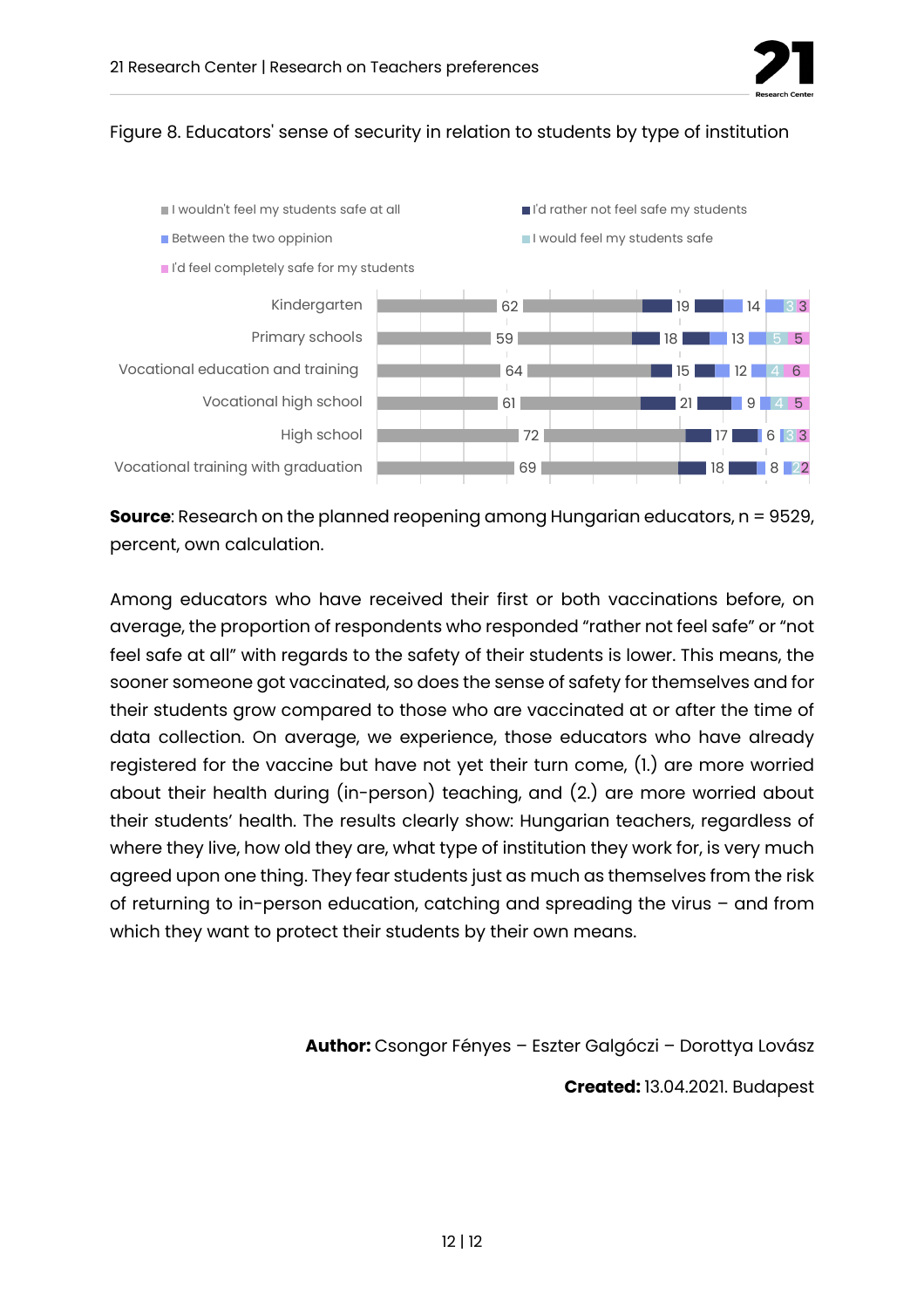Figure 8. Educators' sense of security in relation to students by type of institution

I wouldn't feel my students safe at all
I'd rather not feel safe my students
Between the two oppinion
I would feel my students safe
I'd feel completely safe for my students

Kindergarten 62 19 14 3 3
Primary schools 59 18 13 5 5
Vocational education and training 64 15 12 4 6
Vocational high school 61 21 9 4 5
High school 72 17 6 3 3
Vocational training with graduation 69 18 8 2 2

**Source**: Research on the planned reopening among Hungarian educators, n = 9529, percent, own calculation.

Among educators who have received their first or both vaccinations before, on average, the proportion of respondents who responded "rather not feel safe" or "not feel safe at all" with regards to the safety of their students is lower. This means, the sooner someone got vaccinated, so does the sense of safety for themselves and for their students grow compared to those who are vaccinated at or after the time of data collection. On average, we experience, those educators who have already registered for the vaccine but have not yet their turn come, (1.) are more worried about their health during (in-person) teaching, and (2.) are more worried about their students' health. The results clearly show: Hungarian teachers, regardless of where they live, how old they are, what type of institution they work for, is very much agreed upon one thing. They fear students just as much as themselves from the risk of returning to in-person education, catching and spreading the virus – and from which they want to protect their students by their own means.

**Author:** Csongor Fényes – Eszter Galgóczi – Dorottya Lovász

**Created:** 13.04.2021. Budapest